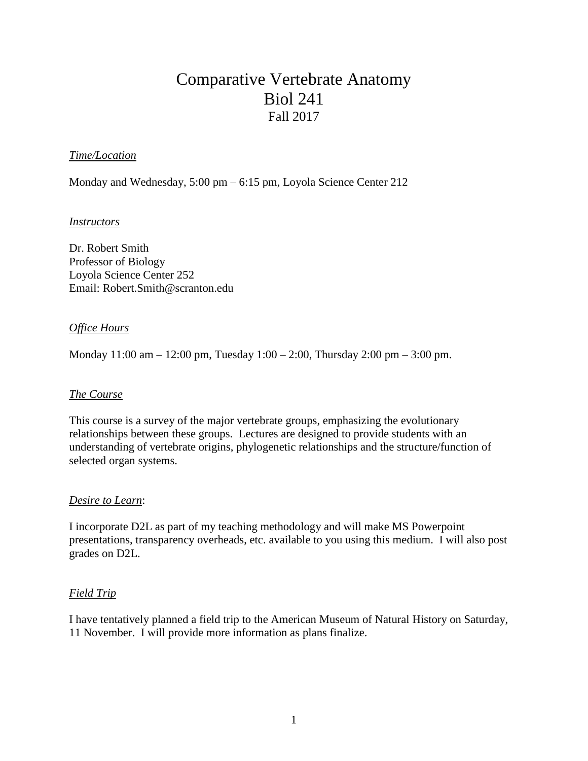# Comparative Vertebrate Anatomy
# Biol 241
## Fall 2017

*<u>Time/Location</u>*

Monday and Wednesday, 5:00 pm – 6:15 pm, Loyola Science Center 212

*<u>Instructors</u>*

Dr. Robert Smith
Professor of Biology
Loyola Science Center 252
Email: Robert.Smith@scranton.edu

*<u>Office Hours</u>*

Monday 11:00 am – 12:00 pm, Tuesday 1:00 – 2:00, Thursday 2:00 pm – 3:00 pm.

*<u>The Course</u>*

This course is a survey of the major vertebrate groups, emphasizing the evolutionary relationships between these groups. Lectures are designed to provide students with an understanding of vertebrate origins, phylogenetic relationships and the structure/function of selected organ systems.

*<u>Desire to Learn</u>*:

I incorporate D2L as part of my teaching methodology and will make MS Powerpoint presentations, transparency overheads, etc. available to you using this medium. I will also post grades on D2L.

*<u>Field Trip</u>*

I have tentatively planned a field trip to the American Museum of Natural History on Saturday, 11 November. I will provide more information as plans finalize.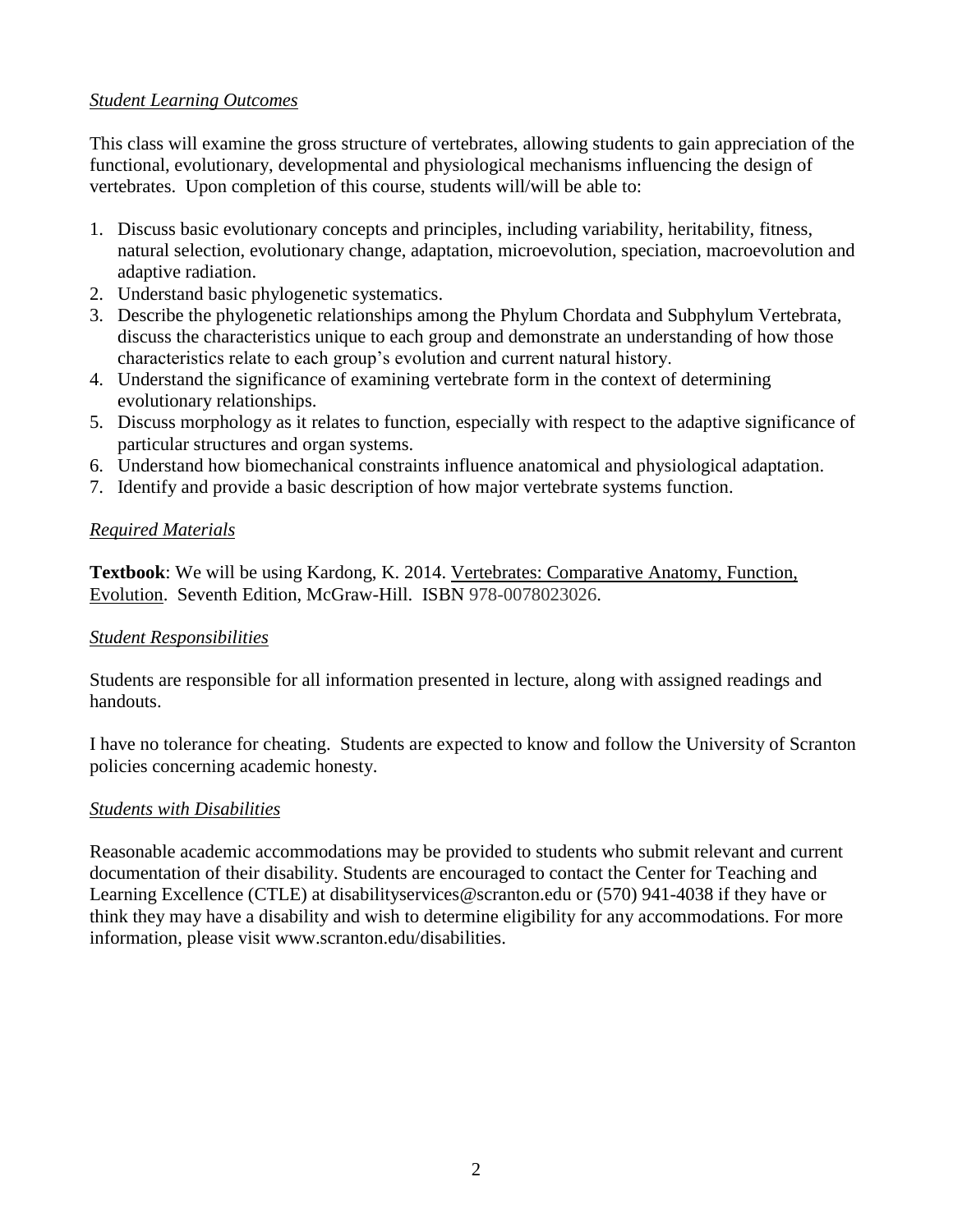*Student Learning Outcomes*

This class will examine the gross structure of vertebrates, allowing students to gain appreciation of the functional, evolutionary, developmental and physiological mechanisms influencing the design of vertebrates. Upon completion of this course, students will/will be able to:

1. Discuss basic evolutionary concepts and principles, including variability, heritability, fitness, natural selection, evolutionary change, adaptation, microevolution, speciation, macroevolution and adaptive radiation.
2. Understand basic phylogenetic systematics.
3. Describe the phylogenetic relationships among the Phylum Chordata and Subphylum Vertebrata, discuss the characteristics unique to each group and demonstrate an understanding of how those characteristics relate to each group's evolution and current natural history.
4. Understand the significance of examining vertebrate form in the context of determining evolutionary relationships.
5. Discuss morphology as it relates to function, especially with respect to the adaptive significance of particular structures and organ systems.
6. Understand how biomechanical constraints influence anatomical and physiological adaptation.
7. Identify and provide a basic description of how major vertebrate systems function.

*Required Materials*

**Textbook**: We will be using Kardong, K. 2014. Vertebrates: Comparative Anatomy, Function, Evolution. Seventh Edition, McGraw-Hill. ISBN 978-0078023026.

*Student Responsibilities*

Students are responsible for all information presented in lecture, along with assigned readings and handouts.

I have no tolerance for cheating. Students are expected to know and follow the University of Scranton policies concerning academic honesty.

*Students with Disabilities*

Reasonable academic accommodations may be provided to students who submit relevant and current documentation of their disability. Students are encouraged to contact the Center for Teaching and Learning Excellence (CTLE) at disabilityservices@scranton.edu or (570) 941-4038 if they have or think they may have a disability and wish to determine eligibility for any accommodations. For more information, please visit www.scranton.edu/disabilities.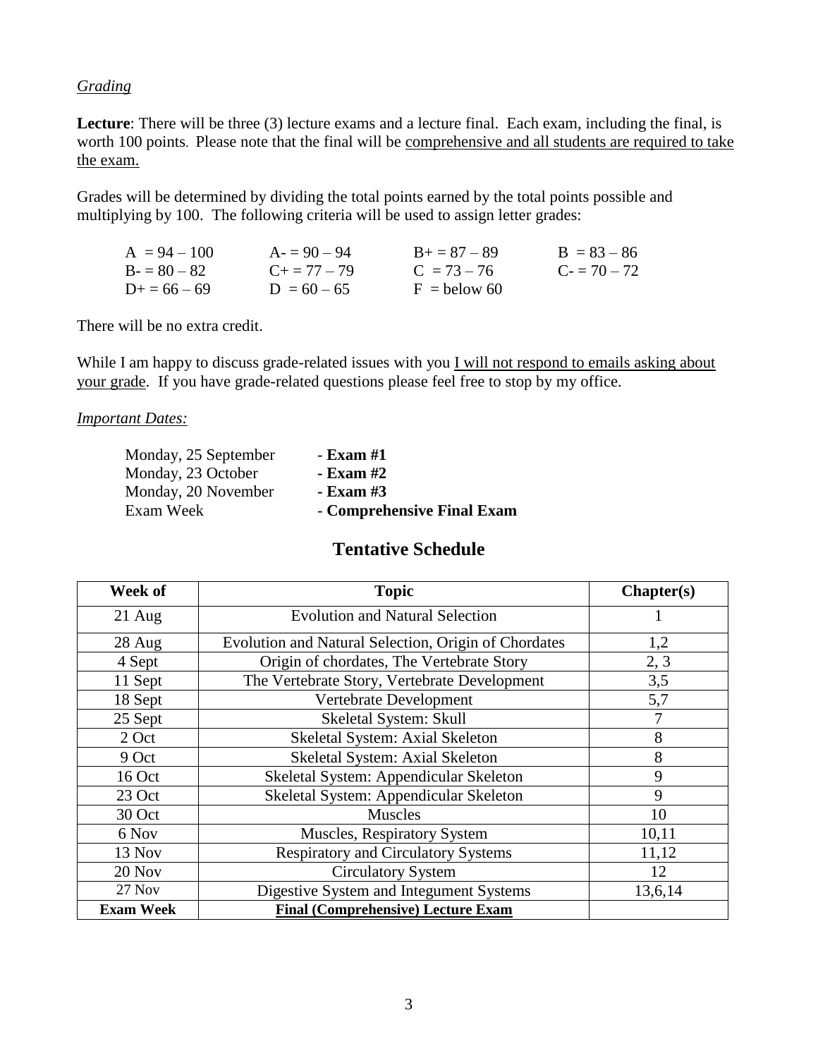*Grading*

**Lecture**: There will be three (3) lecture exams and a lecture final. Each exam, including the final, is worth 100 points. Please note that the final will be comprehensive and all students are required to take the exam.

Grades will be determined by dividing the total points earned by the total points possible and multiplying by 100. The following criteria will be used to assign letter grades:

| | | | |
|---|---|---|---|
| A = 94 – 100 | A- = 90 – 94 | B+ = 87 – 89 | B = 83 – 86 |
| B- = 80 – 82 | C+ = 77 – 79 | C = 73 – 76 | C- = 70 – 72 |
| D+ = 66 – 69 | D = 60 – 65 | F = below 60 | |

There will be no extra credit.

While I am happy to discuss grade-related issues with you I will not respond to emails asking about your grade. If you have grade-related questions please feel free to stop by my office.

*Important Dates:*

| | |
|---|---|
| Monday, 25 September | - **Exam #1** |
| Monday, 23 October | - **Exam #2** |
| Monday, 20 November | - **Exam #3** |
| Exam Week | - **Comprehensive Final Exam** |

## Tentative Schedule

| Week of | Topic | Chapter(s) |
|---|---|---|
| 21 Aug | Evolution and Natural Selection | 1 |
| 28 Aug | Evolution and Natural Selection, Origin of Chordates | 1,2 |
| 4 Sept | Origin of chordates, The Vertebrate Story | 2, 3 |
| 11 Sept | The Vertebrate Story, Vertebrate Development | 3,5 |
| 18 Sept | Vertebrate Development | 5,7 |
| 25 Sept | Skeletal System: Skull | 7 |
| 2 Oct | Skeletal System: Axial Skeleton | 8 |
| 9 Oct | Skeletal System: Axial Skeleton | 8 |
| 16 Oct | Skeletal System: Appendicular Skeleton | 9 |
| 23 Oct | Skeletal System: Appendicular Skeleton | 9 |
| 30 Oct | Muscles | 10 |
| 6 Nov | Muscles, Respiratory System | 10,11 |
| 13 Nov | Respiratory and Circulatory Systems | 11,12 |
| 20 Nov | Circulatory System | 12 |
| 27 Nov | Digestive System and Integument Systems | 13,6,14 |
| **Exam Week** | **Final (Comprehensive) Lecture Exam** | |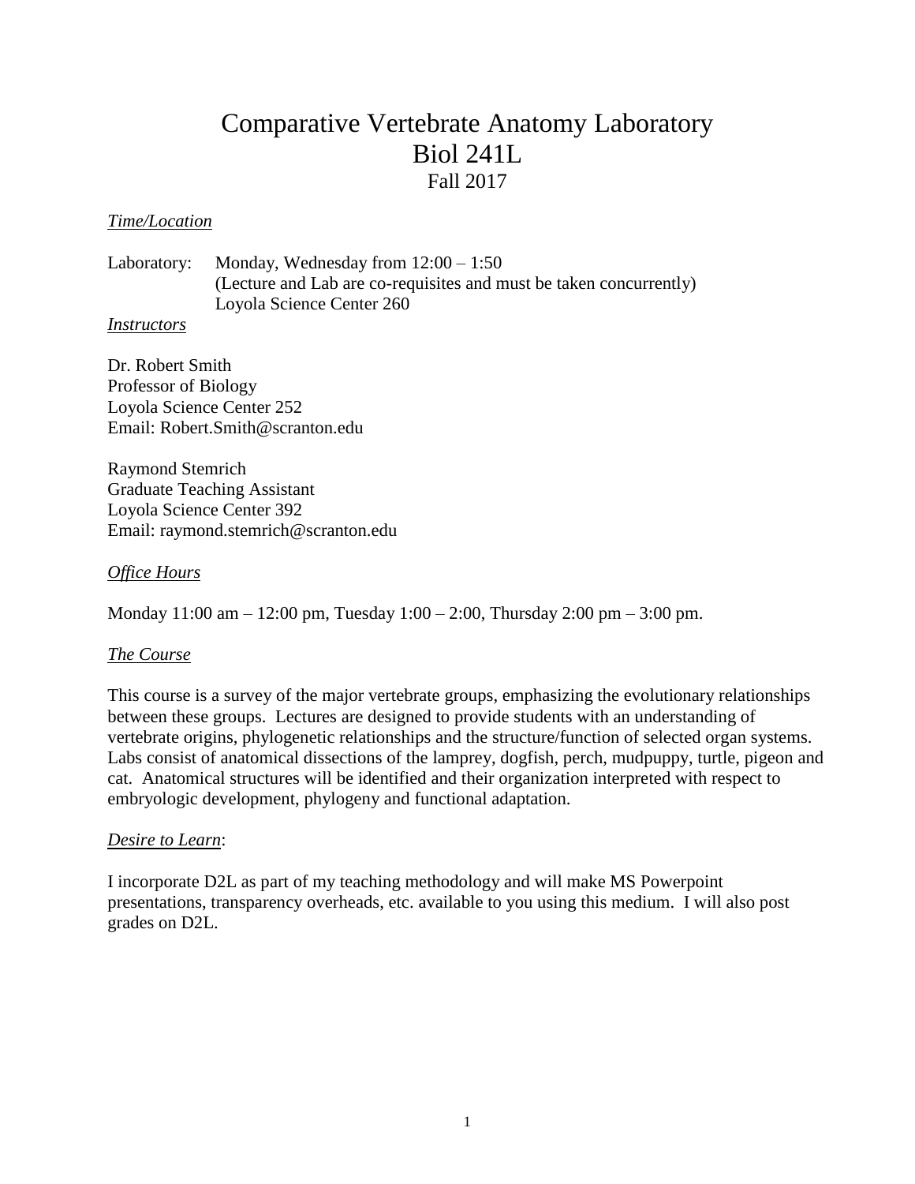# Comparative Vertebrate Anatomy Laboratory
# Biol 241L
## Fall 2017

*Time/Location*

Laboratory: Monday, Wednesday from 12:00 – 1:50
(Lecture and Lab are co-requisites and must be taken concurrently)
Loyola Science Center 260

*Instructors*

Dr. Robert Smith
Professor of Biology
Loyola Science Center 252
Email: Robert.Smith@scranton.edu

Raymond Stemrich
Graduate Teaching Assistant
Loyola Science Center 392
Email: raymond.stemrich@scranton.edu

*Office Hours*

Monday 11:00 am – 12:00 pm, Tuesday 1:00 – 2:00, Thursday 2:00 pm – 3:00 pm.

*The Course*

This course is a survey of the major vertebrate groups, emphasizing the evolutionary relationships between these groups. Lectures are designed to provide students with an understanding of vertebrate origins, phylogenetic relationships and the structure/function of selected organ systems. Labs consist of anatomical dissections of the lamprey, dogfish, perch, mudpuppy, turtle, pigeon and cat. Anatomical structures will be identified and their organization interpreted with respect to embryologic development, phylogeny and functional adaptation.

*Desire to Learn*:

I incorporate D2L as part of my teaching methodology and will make MS Powerpoint presentations, transparency overheads, etc. available to you using this medium. I will also post grades on D2L.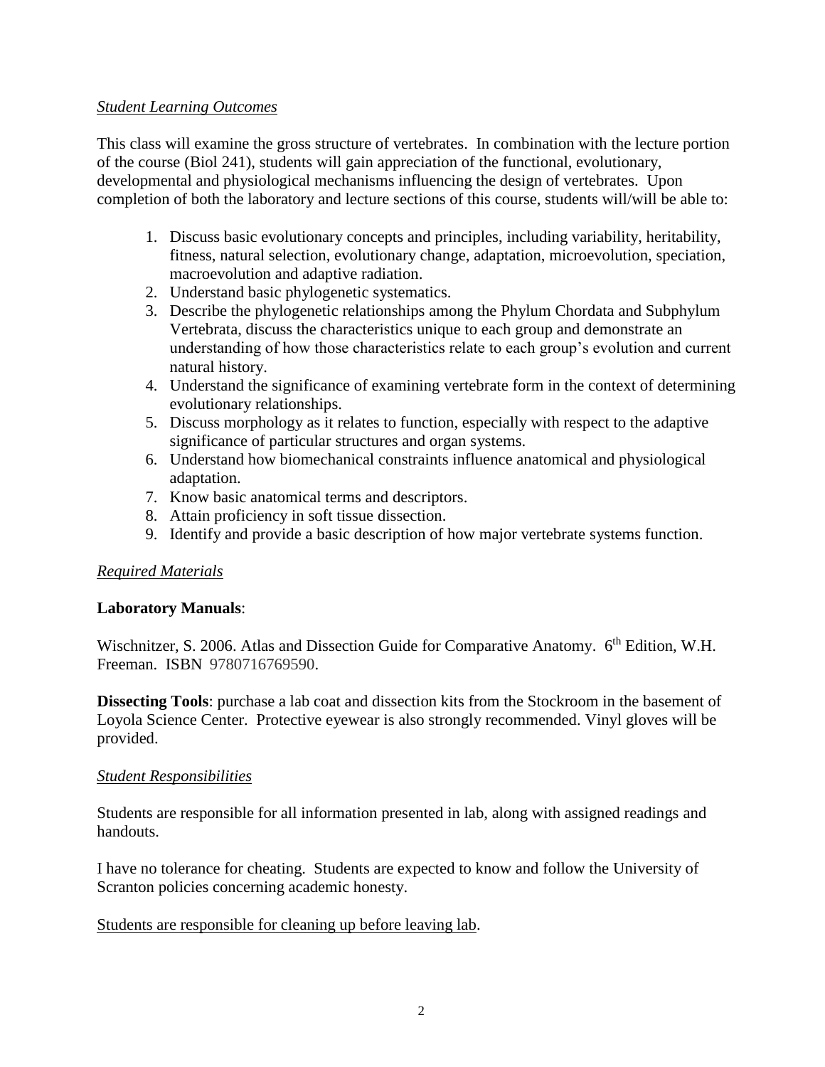*Student Learning Outcomes*

This class will examine the gross structure of vertebrates. In combination with the lecture portion of the course (Biol 241), students will gain appreciation of the functional, evolutionary, developmental and physiological mechanisms influencing the design of vertebrates. Upon completion of both the laboratory and lecture sections of this course, students will/will be able to:

1. Discuss basic evolutionary concepts and principles, including variability, heritability, fitness, natural selection, evolutionary change, adaptation, microevolution, speciation, macroevolution and adaptive radiation.
2. Understand basic phylogenetic systematics.
3. Describe the phylogenetic relationships among the Phylum Chordata and Subphylum Vertebrata, discuss the characteristics unique to each group and demonstrate an understanding of how those characteristics relate to each group's evolution and current natural history.
4. Understand the significance of examining vertebrate form in the context of determining evolutionary relationships.
5. Discuss morphology as it relates to function, especially with respect to the adaptive significance of particular structures and organ systems.
6. Understand how biomechanical constraints influence anatomical and physiological adaptation.
7. Know basic anatomical terms and descriptors.
8. Attain proficiency in soft tissue dissection.
9. Identify and provide a basic description of how major vertebrate systems function.

*Required Materials*

**Laboratory Manuals**:

Wischnitzer, S. 2006. Atlas and Dissection Guide for Comparative Anatomy. 6th Edition, W.H. Freeman. ISBN 9780716769590.

**Dissecting Tools**: purchase a lab coat and dissection kits from the Stockroom in the basement of Loyola Science Center. Protective eyewear is also strongly recommended. Vinyl gloves will be provided.

*Student Responsibilities*

Students are responsible for all information presented in lab, along with assigned readings and handouts.

I have no tolerance for cheating. Students are expected to know and follow the University of Scranton policies concerning academic honesty.

Students are responsible for cleaning up before leaving lab.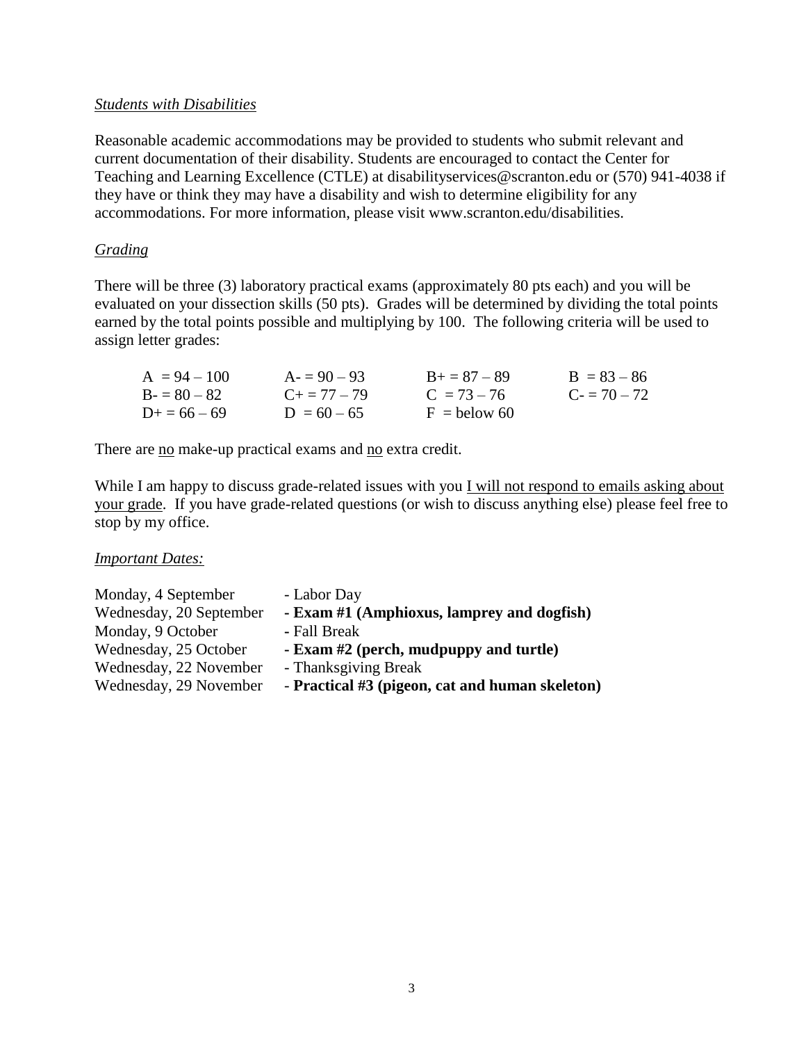*Students with Disabilities*

Reasonable academic accommodations may be provided to students who submit relevant and current documentation of their disability. Students are encouraged to contact the Center for Teaching and Learning Excellence (CTLE) at disabilityservices@scranton.edu or (570) 941-4038 if they have or think they may have a disability and wish to determine eligibility for any accommodations. For more information, please visit www.scranton.edu/disabilities.

*Grading*

There will be three (3) laboratory practical exams (approximately 80 pts each) and you will be evaluated on your dissection skills (50 pts). Grades will be determined by dividing the total points earned by the total points possible and multiplying by 100. The following criteria will be used to assign letter grades:

| | | | |
|---|---|---|---|
| A = 94 – 100 | A- = 90 – 93 | B+ = 87 – 89 | B = 83 – 86 |
| B- = 80 – 82 | C+ = 77 – 79 | C = 73 – 76 | C- = 70 – 72 |
| D+ = 66 – 69 | D = 60 – 65 | F = below 60 | |

There are no make-up practical exams and no extra credit.

While I am happy to discuss grade-related issues with you I will not respond to emails asking about your grade. If you have grade-related questions (or wish to discuss anything else) please feel free to stop by my office.

*Important Dates:*

| | |
|---|---|
| Monday, 4 September | - Labor Day |
| Wednesday, 20 September | **- Exam #1 (Amphioxus, lamprey and dogfish)** |
| Monday, 9 October | - Fall Break |
| Wednesday, 25 October | **- Exam #2 (perch, mudpuppy and turtle)** |
| Wednesday, 22 November | - Thanksgiving Break |
| Wednesday, 29 November | - **Practical #3 (pigeon, cat and human skeleton)** |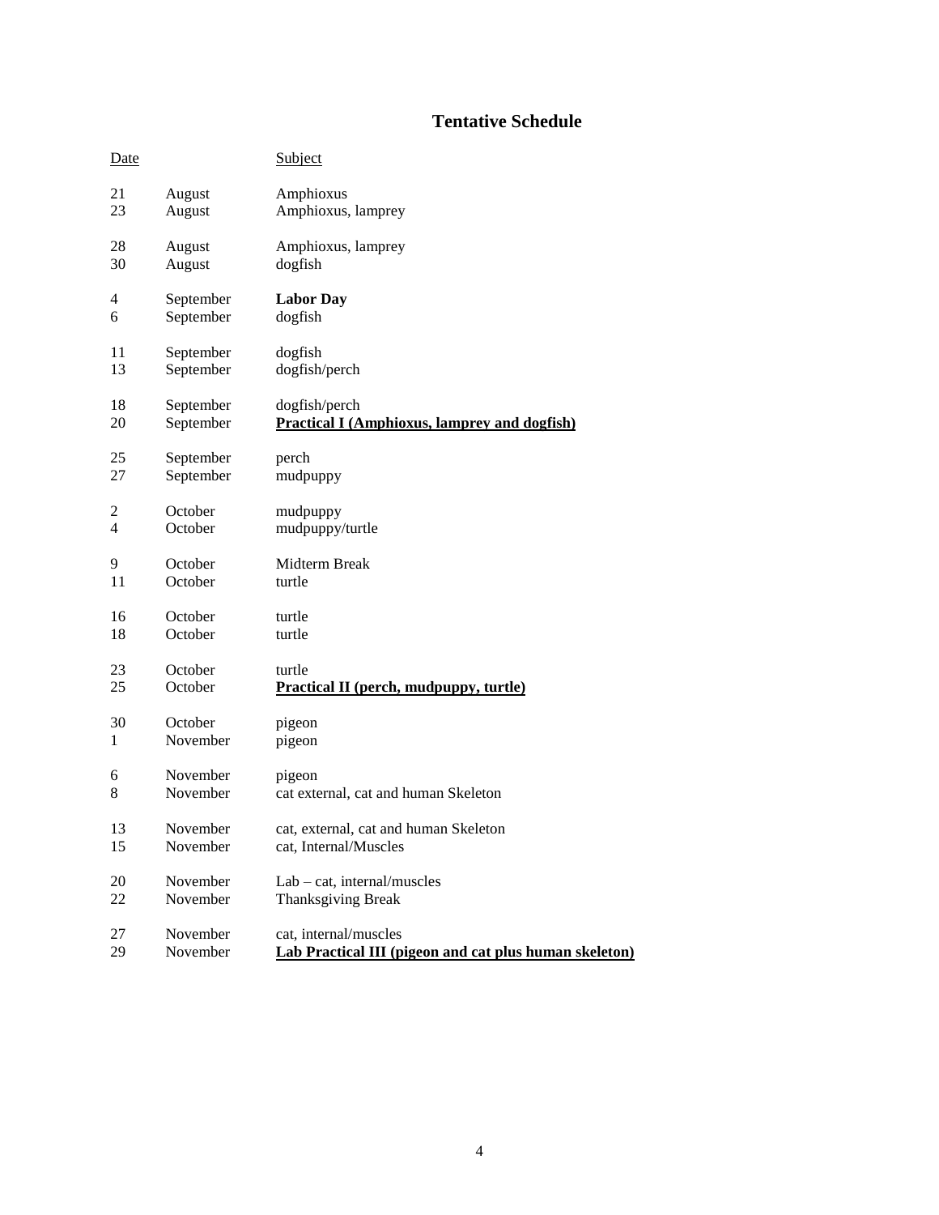## Tentative Schedule

| Date | | Subject |
|---|---|---|
| 21 | August | Amphioxus |
| 23 | August | Amphioxus, lamprey |
| 28 | August | Amphioxus, lamprey |
| 30 | August | dogfish |
| 4 | September | **Labor Day** |
| 6 | September | dogfish |
| 11 | September | dogfish |
| 13 | September | dogfish/perch |
| 18 | September | dogfish/perch |
| 20 | September | **Practical I (Amphioxus, lamprey and dogfish)** |
| 25 | September | perch |
| 27 | September | mudpuppy |
| 2 | October | mudpuppy |
| 4 | October | mudpuppy/turtle |
| 9 | October | Midterm Break |
| 11 | October | turtle |
| 16 | October | turtle |
| 18 | October | turtle |
| 23 | October | turtle |
| 25 | October | **Practical II (perch, mudpuppy, turtle)** |
| 30 | October | pigeon |
| 1 | November | pigeon |
| 6 | November | pigeon |
| 8 | November | cat external, cat and human Skeleton |
| 13 | November | cat, external, cat and human Skeleton |
| 15 | November | cat, Internal/Muscles |
| 20 | November | Lab – cat, internal/muscles |
| 22 | November | Thanksgiving Break |
| 27 | November | cat, internal/muscles |
| 29 | November | **Lab Practical III (pigeon and cat plus human skeleton)** |